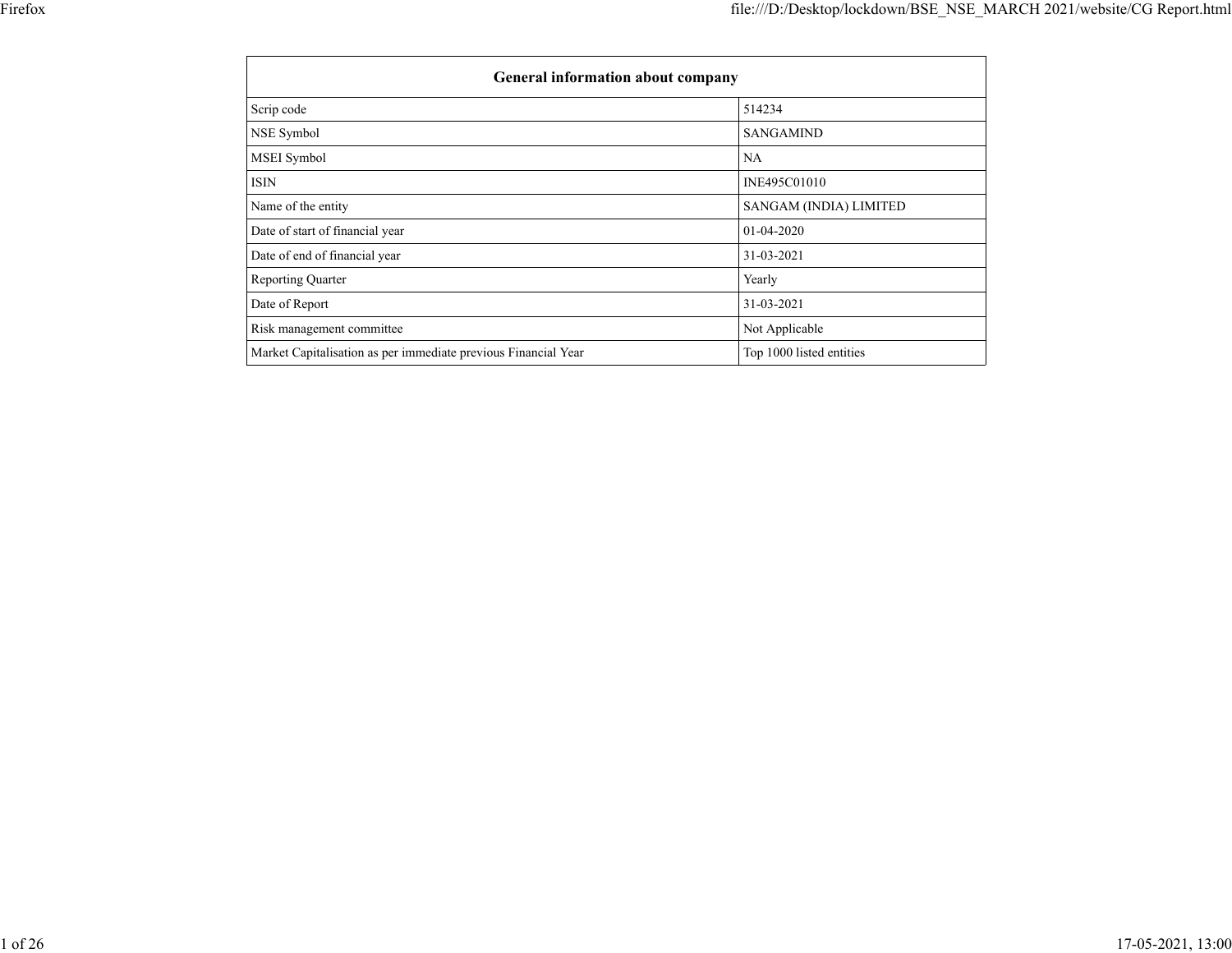| General information about company | |
|---|---|
| Scrip code | 514234 |
| NSE Symbol | SANGAMIND |
| MSEI Symbol | NA |
| ISIN | INE495C01010 |
| Name of the entity | SANGAM (INDIA) LIMITED |
| Date of start of financial year | 01-04-2020 |
| Date of end of financial year | 31-03-2021 |
| Reporting Quarter | Yearly |
| Date of Report | 31-03-2021 |
| Risk management committee | Not Applicable |
| Market Capitalisation as per immediate previous Financial Year | Top 1000 listed entities |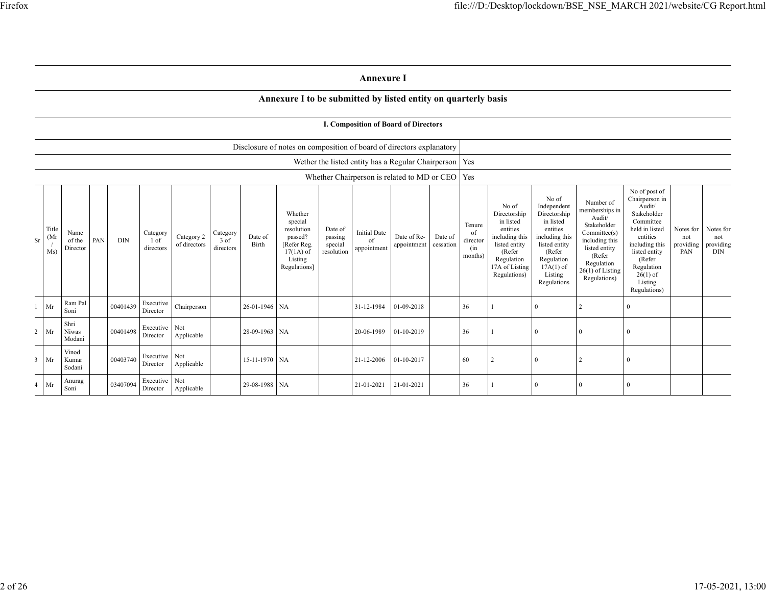# Annexure I

## Annexure I to be submitted by listed entity on quarterly basis

### I. Composition of Board of Directors

| | |
|---|---|
| Disclosure of notes on composition of board of directors explanatory | |
| Wether the listed entity has a Regular Chairperson | Yes |
| Whether Chairperson is related to MD or CEO | Yes |

| Sr | Title (Mr / Ms) | Name of the Director | PAN | DIN | Category 1 of directors | Category 2 of directors | Category 3 of directors | Date of Birth | Whether special resolution passed? [Refer Reg. 17(1A) of Listing Regulations] | Date of passing special resolution | Initial Date of appointment | Date of Re-appointment | Date of cessation | Tenure of director (in months) | No of Directorship in listed entities including this listed entity (Refer Regulation 17A of Listing Regulations) | No of Independent Directorship in listed entities including this listed entity (Refer Regulation 17A(1) of Listing Regulations | Number of memberships in Audit/ Stakeholder Committee(s) including this listed entity (Refer Regulation 26(1) of Listing Regulations) | No of post of Chairperson in Audit/ Stakeholder Committee held in listed entities including this listed entity (Refer Regulation 26(1) of Listing Regulations) | Notes for not providing PAN | Notes for not providing DIN |
|---|---|---|---|---|---|---|---|---|---|---|---|---|---|---|---|---|---|---|---|---|
| 1 | Mr | Ram Pal Soni | | 00401439 | Executive Director | Chairperson | | 26-01-1946 | NA | | 31-12-1984 | 01-09-2018 | | 36 | 1 | 0 | 2 | 0 | | |
| 2 | Mr | Shri Niwas Modani | | 00401498 | Executive Director | Not Applicable | | 28-09-1963 | NA | | 20-06-1989 | 01-10-2019 | | 36 | 1 | 0 | 0 | 0 | | |
| 3 | Mr | Vinod Kumar Sodani | | 00403740 | Executive Director | Not Applicable | | 15-11-1970 | NA | | 21-12-2006 | 01-10-2017 | | 60 | 2 | 0 | 2 | 0 | | |
| 4 | Mr | Anurag Soni | | 03407094 | Executive Director | Not Applicable | | 29-08-1988 | NA | | 21-01-2021 | 21-01-2021 | | 36 | 1 | 0 | 0 | 0 | | |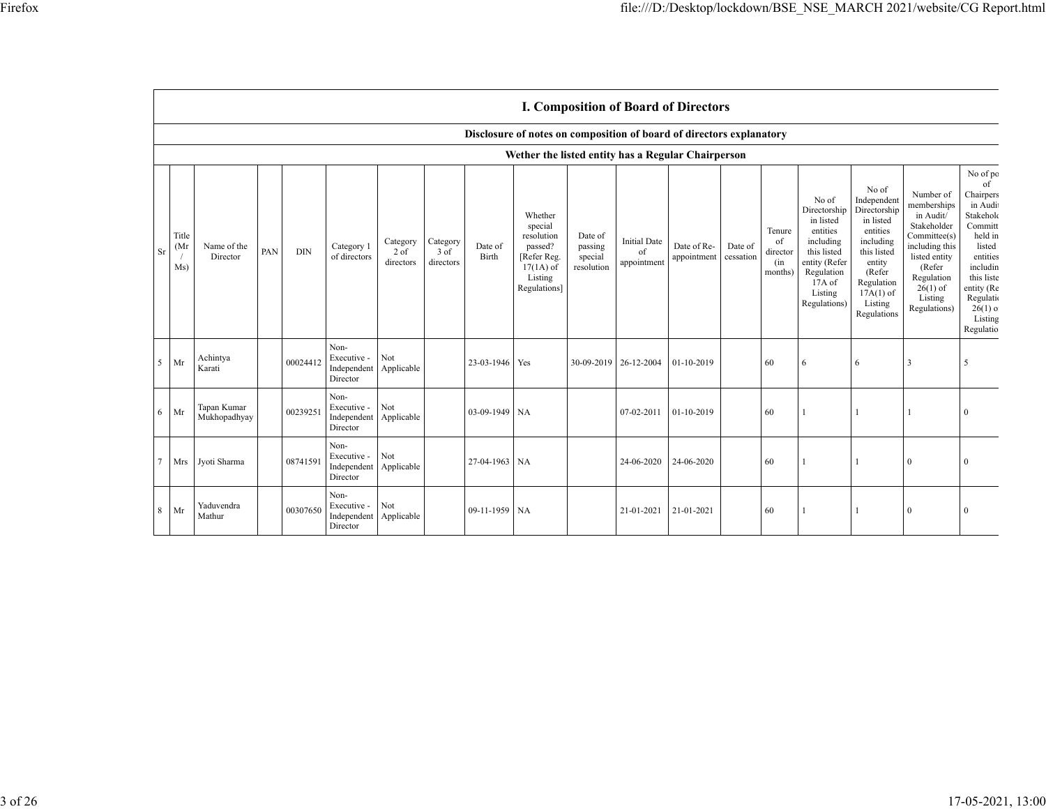## I. Composition of Board of Directors

### Disclosure of notes on composition of board of directors explanatory

### Wether the listed entity has a Regular Chairperson

| Sr | Title (Mr / Ms) | Name of the Director | PAN | DIN | Category 1 of directors | Category 2 of directors | Category 3 of directors | Date of Birth | Whether special resolution passed? [Refer Reg. 17(1A) of Listing Regulations] | Date of passing special resolution | Initial Date of appointment | Date of Re-appointment | Date of cessation | Tenure of director (in months) | No of Directorship in listed entities including this listed entity (Refer Regulation 17A of Listing Regulations) | No of Independent Directorship in listed entities including this listed entity (Refer Regulation 17A(1) of Listing Regulations | Number of memberships in Audit/ Stakeholder Committee(s) including this listed entity (Refer Regulation 26(1) of Listing Regulations) | No of po of Chairpers in Audi Stakehold Committ held in listed entities includin this liste entity (Re Regulati 26(1) o Listing Regulatio |
|---|---|---|---|---|---|---|---|---|---|---|---|---|---|---|---|---|---|---|
| 5 | Mr | Achintya Karati | | 00024412 | Non-Executive - Independent Director | Not Applicable | | 23-03-1946 | Yes | 30-09-2019 | 26-12-2004 | 01-10-2019 | | 60 | 6 | 6 | 3 | 5 |
| 6 | Mr | Tapan Kumar Mukhopadhyay | | 00239251 | Non-Executive - Independent Director | Not Applicable | | 03-09-1949 | NA | | 07-02-2011 | 01-10-2019 | | 60 | 1 | 1 | 1 | 0 |
| 7 | Mrs | Jyoti Sharma | | 08741591 | Non-Executive - Independent Director | Not Applicable | | 27-04-1963 | NA | | 24-06-2020 | 24-06-2020 | | 60 | 1 | 1 | 0 | 0 |
| 8 | Mr | Yaduvendra Mathur | | 00307650 | Non-Executive - Independent Director | Not Applicable | | 09-11-1959 | NA | | 21-01-2021 | 21-01-2021 | | 60 | 1 | 1 | 0 | 0 |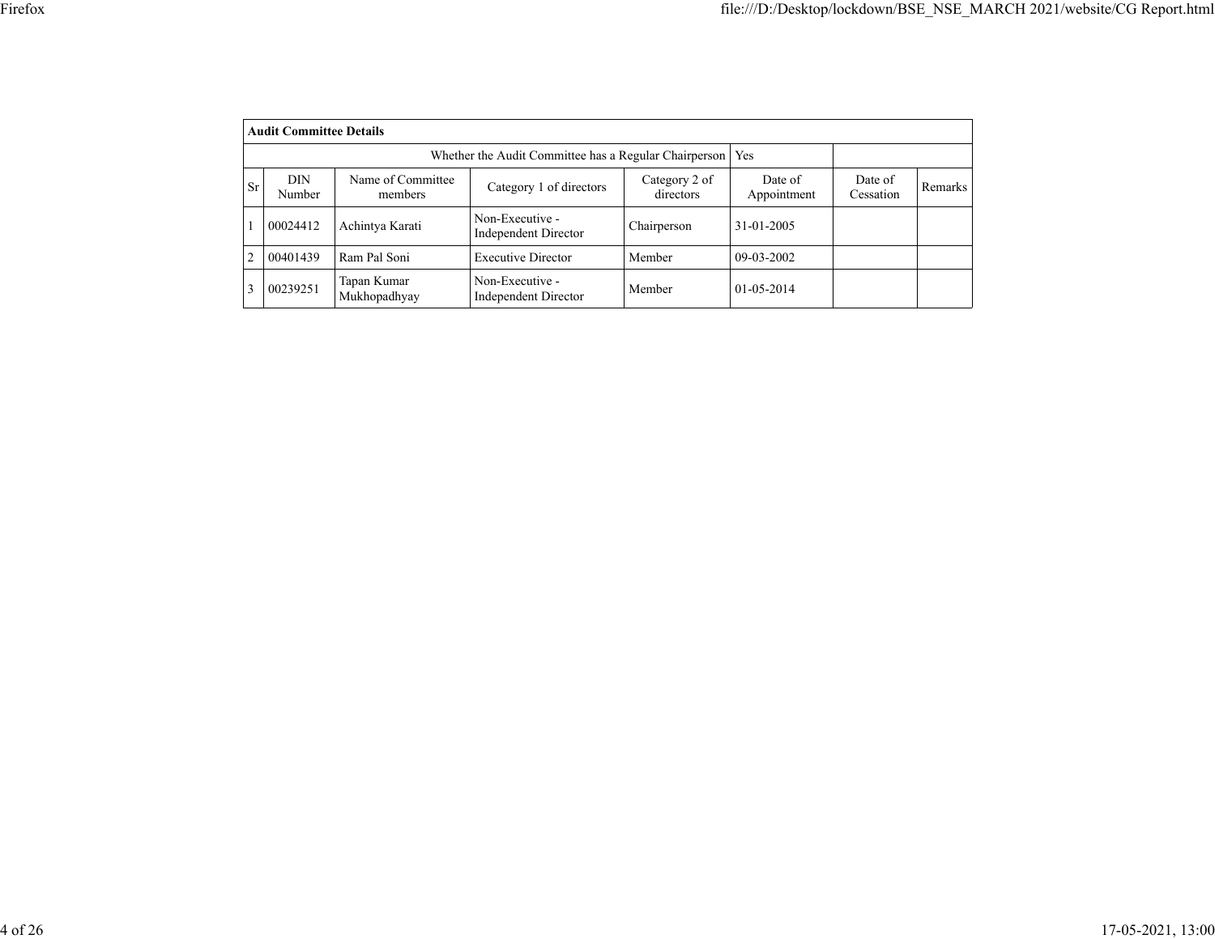| **Audit Committee Details** | | | | | | | |
|---|---|---|---|---|---|---|---|
| Whether the Audit Committee has a Regular Chairperson | | | | | Yes | | |
| Sr | DIN Number | Name of Committee members | Category 1 of directors | Category 2 of directors | Date of Appointment | Date of Cessation | Remarks |
| 1 | 00024412 | Achintya Karati | Non-Executive - Independent Director | Chairperson | 31-01-2005 | | |
| 2 | 00401439 | Ram Pal Soni | Executive Director | Member | 09-03-2002 | | |
| 3 | 00239251 | Tapan Kumar Mukhopadhyay | Non-Executive - Independent Director | Member | 01-05-2014 | | |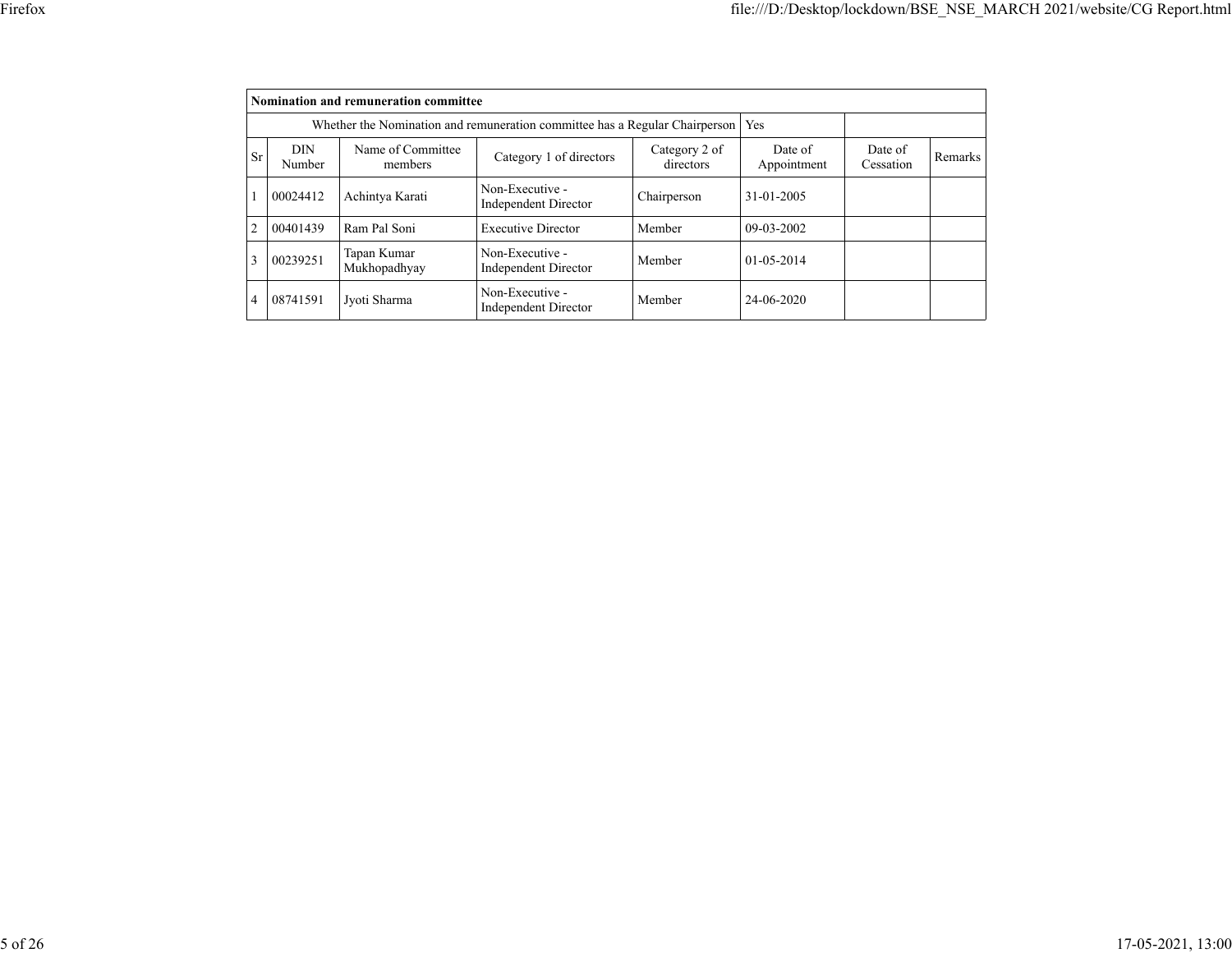| Nomination and remuneration committee | | | | | | | |
|---|---|---|---|---|---|---|---|
| Whether the Nomination and remuneration committee has a Regular Chairperson | | | | | Yes | | |
| Sr | DIN Number | Name of Committee members | Category 1 of directors | Category 2 of directors | Date of Appointment | Date of Cessation | Remarks |
| 1 | 00024412 | Achintya Karati | Non-Executive - Independent Director | Chairperson | 31-01-2005 | | |
| 2 | 00401439 | Ram Pal Soni | Executive Director | Member | 09-03-2002 | | |
| 3 | 00239251 | Tapan Kumar Mukhopadhyay | Non-Executive - Independent Director | Member | 01-05-2014 | | |
| 4 | 08741591 | Jyoti Sharma | Non-Executive - Independent Director | Member | 24-06-2020 | | |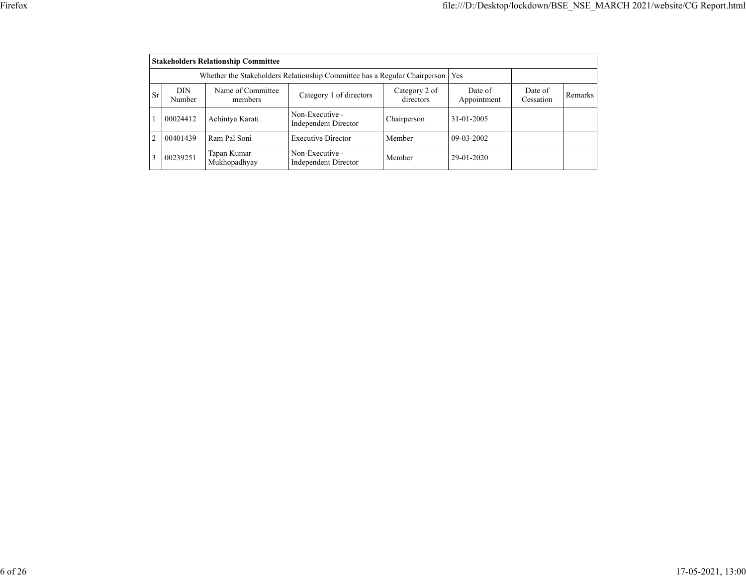| Stakeholders Relationship Committee | | | | | | | |
|---|---|---|---|---|---|---|---|
| Whether the Stakeholders Relationship Committee has a Regular Chairperson | | | | | Yes | | |
| Sr | DIN Number | Name of Committee members | Category 1 of directors | Category 2 of directors | Date of Appointment | Date of Cessation | Remarks |
| 1 | 00024412 | Achintya Karati | Non-Executive - Independent Director | Chairperson | 31-01-2005 | | |
| 2 | 00401439 | Ram Pal Soni | Executive Director | Member | 09-03-2002 | | |
| 3 | 00239251 | Tapan Kumar Mukhopadhyay | Non-Executive - Independent Director | Member | 29-01-2020 | | |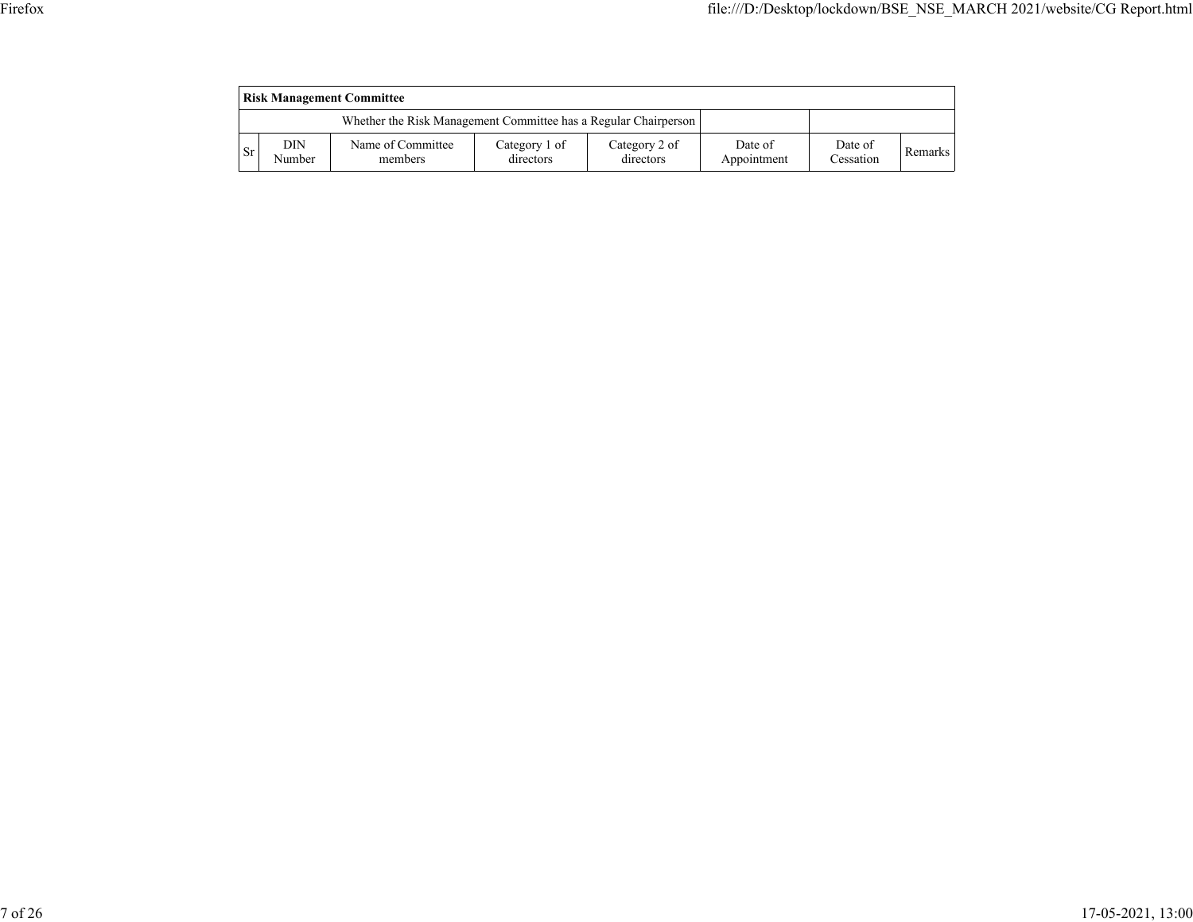| **Risk Management Committee** | | | | | | | |
|---|---|---|---|---|---|---|---|
| Whether the Risk Management Committee has a Regular Chairperson | | | | | | | |
| Sr | DIN Number | Name of Committee members | Category 1 of directors | Category 2 of directors | Date of Appointment | Date of Cessation | Remarks |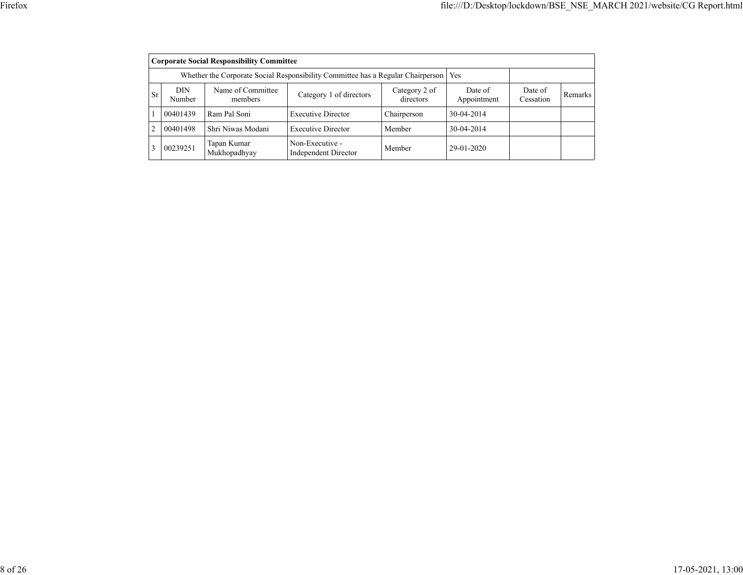| Corporate Social Responsibility Committee | | | | | | | |
|---|---|---|---|---|---|---|---|
| Whether the Corporate Social Responsibility Committee has a Regular Chairperson | | | | | Yes | | |
| Sr | DIN Number | Name of Committee members | Category 1 of directors | Category 2 of directors | Date of Appointment | Date of Cessation | Remarks |
| 1 | 00401439 | Ram Pal Soni | Executive Director | Chairperson | 30-04-2014 | | |
| 2 | 00401498 | Shri Niwas Modani | Executive Director | Member | 30-04-2014 | | |
| 3 | 00239251 | Tapan Kumar Mukhopadhyay | Non-Executive - Independent Director | Member | 29-01-2020 | | |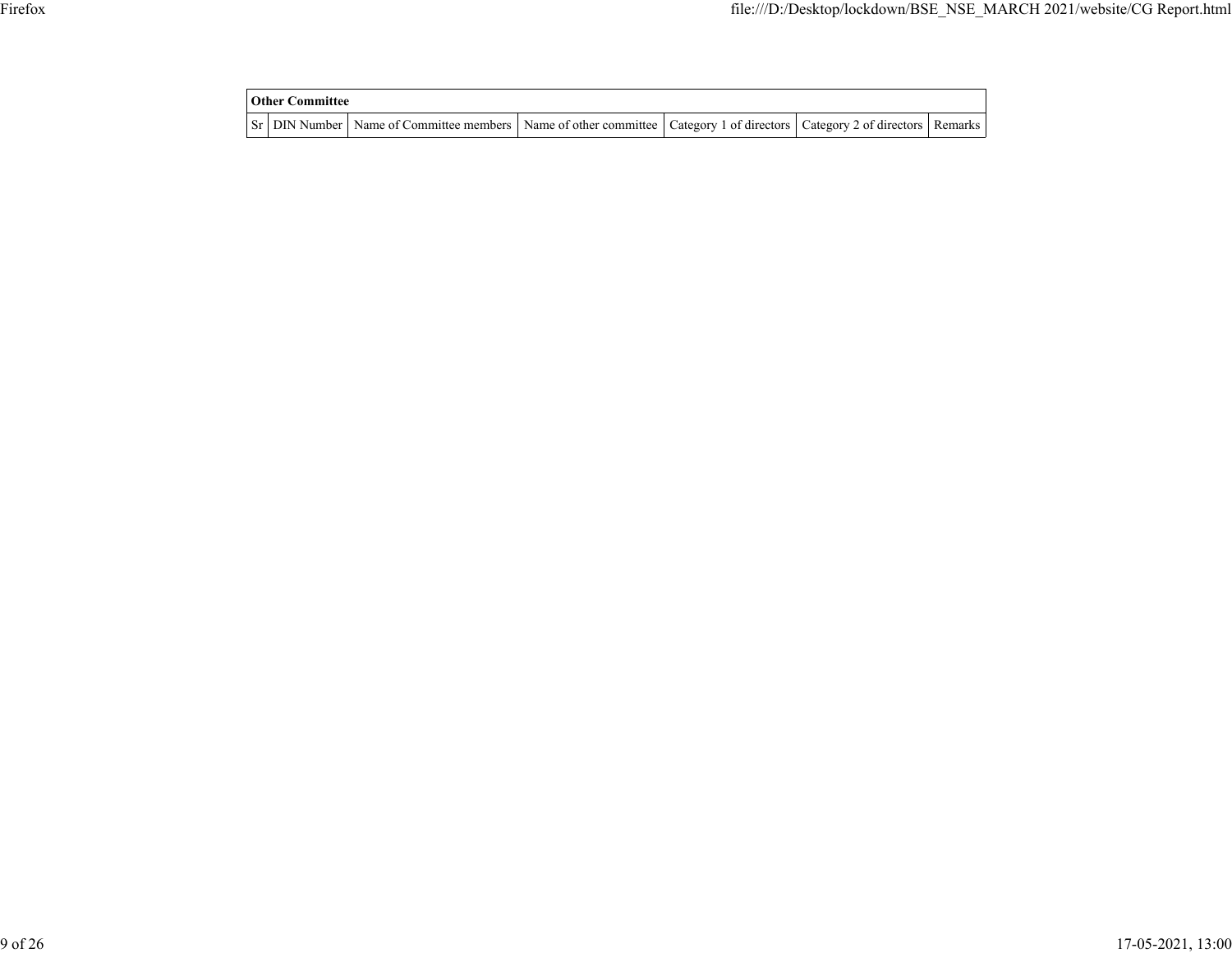| Other Committee | | | | | | |
|---|---|---|---|---|---|---|
| Sr | DIN Number | Name of Committee members | Name of other committee | Category 1 of directors | Category 2 of directors | Remarks |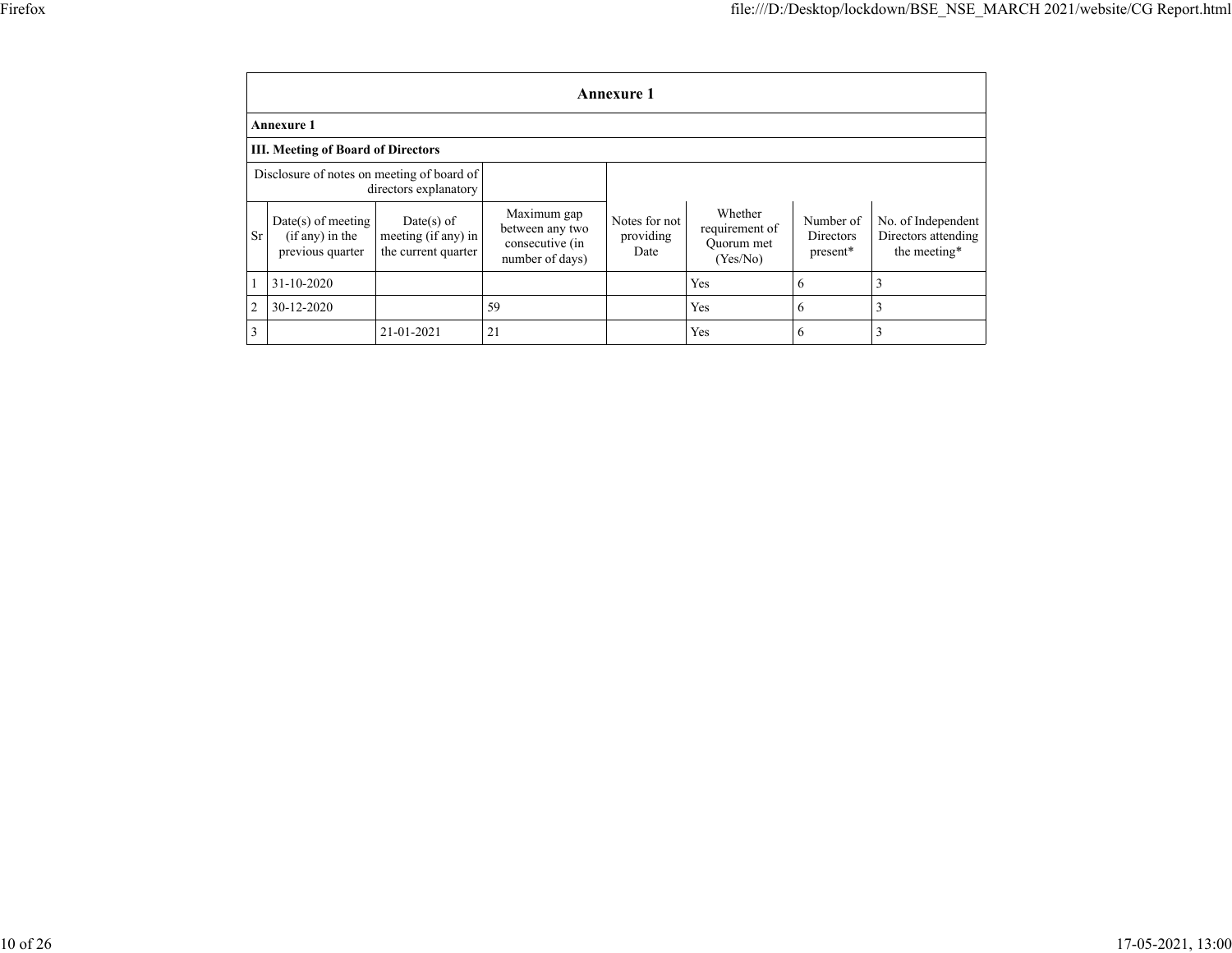## Annexure 1

**Annexure 1**

**III. Meeting of Board of Directors**

| Disclosure of notes on meeting of board of directors explanatory | | | | | | | |
|---|---|---|---|---|---|---|---|
| Sr | Date(s) of meeting (if any) in the previous quarter | Date(s) of meeting (if any) in the current quarter | Maximum gap between any two consecutive (in number of days) | Notes for not providing Date | Whether requirement of Quorum met (Yes/No) | Number of Directors present* | No. of Independent Directors attending the meeting* |
| 1 | 31-10-2020 | | | | Yes | 6 | 3 |
| 2 | 30-12-2020 | | 59 | | Yes | 6 | 3 |
| 3 | | 21-01-2021 | 21 | | Yes | 6 | 3 |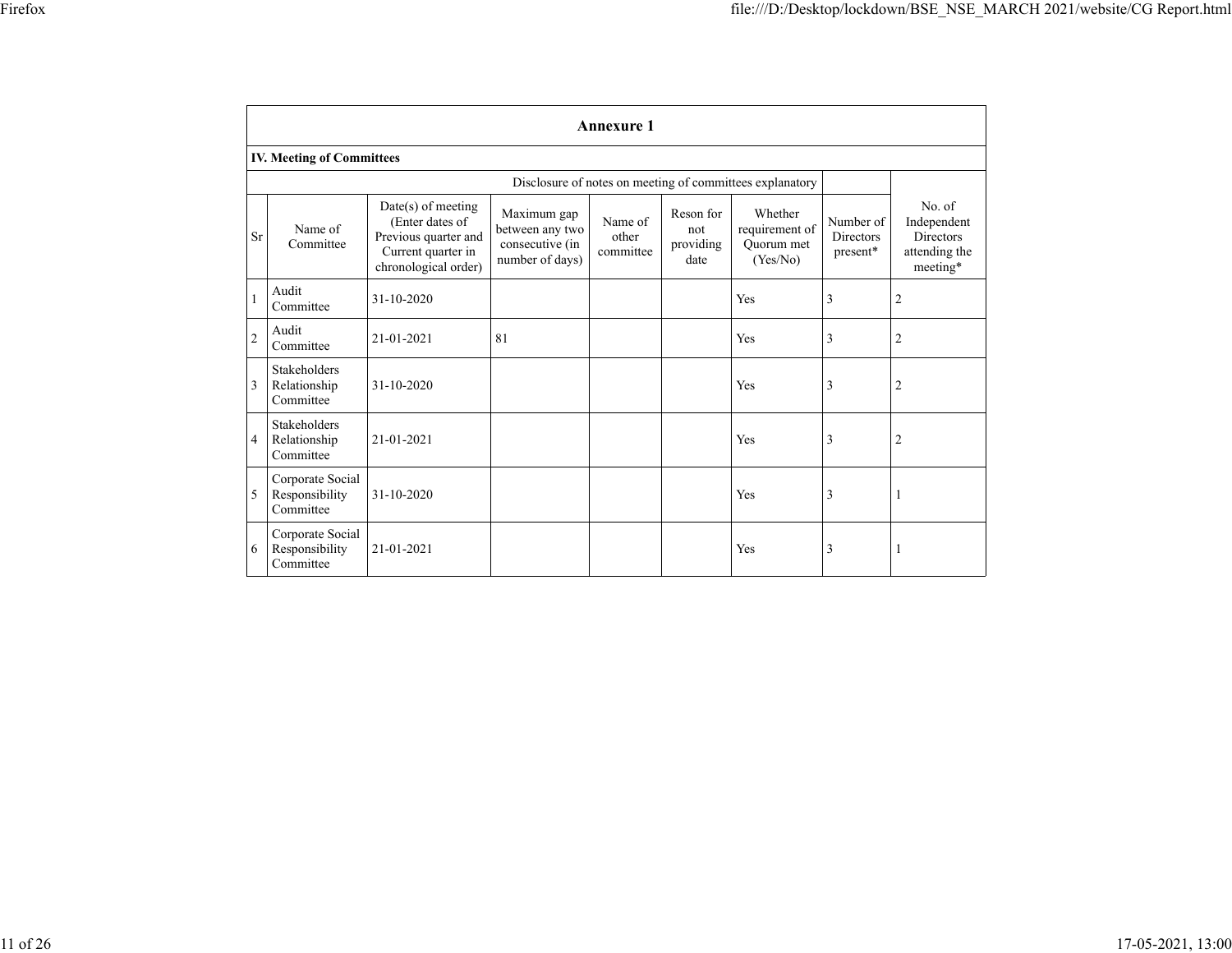## Annexure 1

### IV. Meeting of Committees

Disclosure of notes on meeting of committees explanatory

| Sr | Name of Committee | Date(s) of meeting (Enter dates of Previous quarter and Current quarter in chronological order) | Maximum gap between any two consecutive (in number of days) | Name of other committee | Reson for not providing date | Whether requirement of Quorum met (Yes/No) | Number of Directors present* | No. of Independent Directors attending the meeting* |
|---|---|---|---|---|---|---|---|---|
| 1 | Audit Committee | 31-10-2020 | | | | Yes | 3 | 2 |
| 2 | Audit Committee | 21-01-2021 | 81 | | | Yes | 3 | 2 |
| 3 | Stakeholders Relationship Committee | 31-10-2020 | | | | Yes | 3 | 2 |
| 4 | Stakeholders Relationship Committee | 21-01-2021 | | | | Yes | 3 | 2 |
| 5 | Corporate Social Responsibility Committee | 31-10-2020 | | | | Yes | 3 | 1 |
| 6 | Corporate Social Responsibility Committee | 21-01-2021 | | | | Yes | 3 | 1 |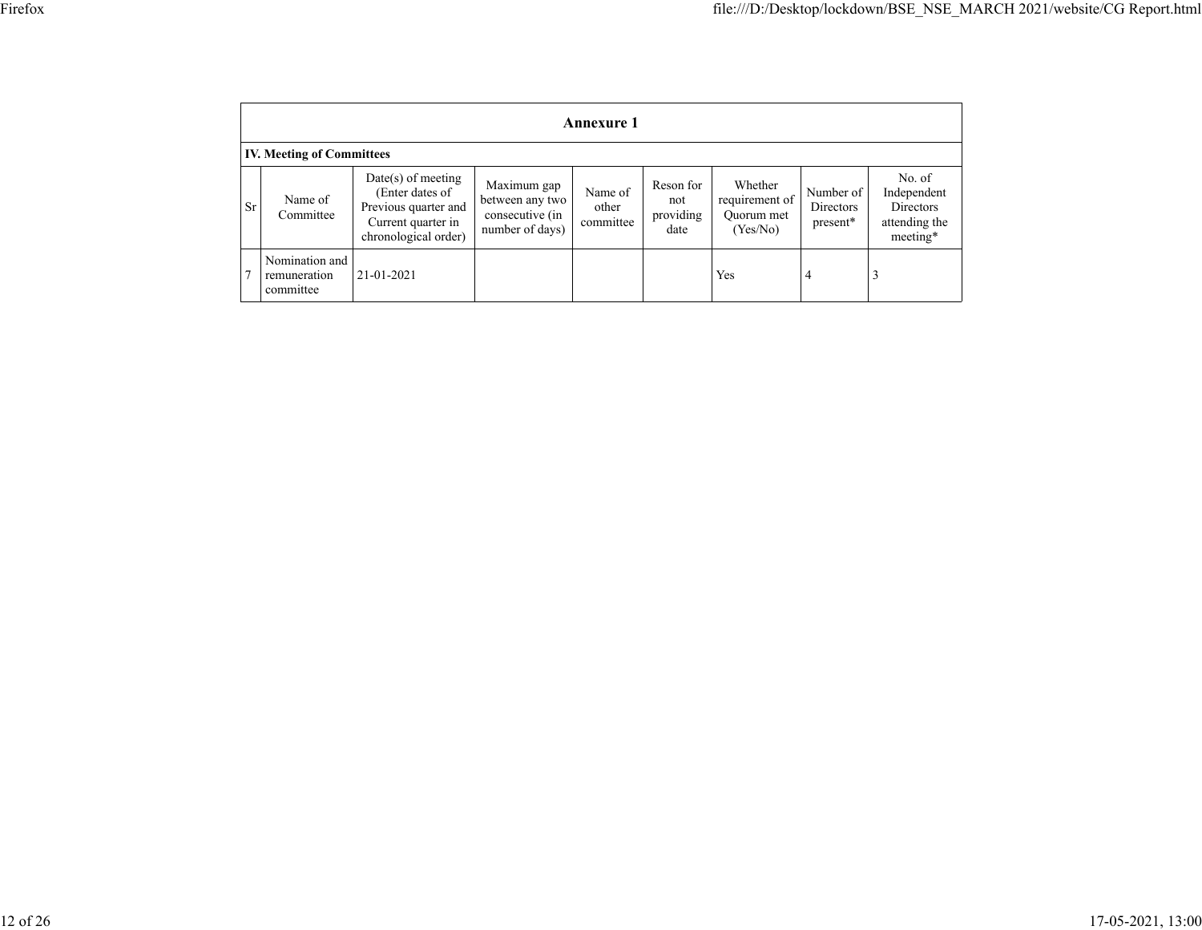## Annexure 1

### IV. Meeting of Committees

| Sr | Name of Committee | Date(s) of meeting (Enter dates of Previous quarter and Current quarter in chronological order) | Maximum gap between any two consecutive (in number of days) | Name of other committee | Reson for not providing date | Whether requirement of Quorum met (Yes/No) | Number of Directors present* | No. of Independent Directors attending the meeting* |
|---|---|---|---|---|---|---|---|---|
| 7 | Nomination and remuneration committee | 21-01-2021 | | | | Yes | 4 | 3 |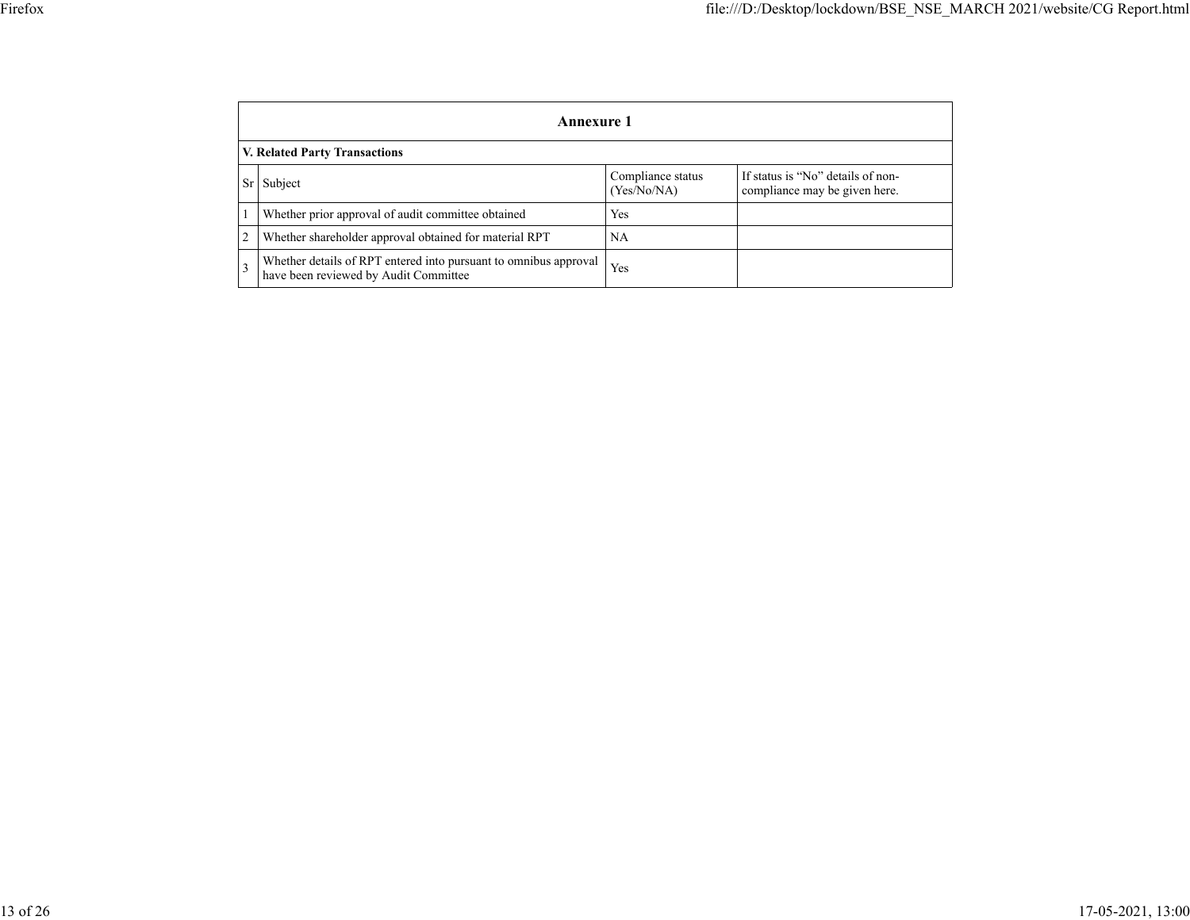## Annexure 1

### V. Related Party Transactions

| Sr | Subject | Compliance status (Yes/No/NA) | If status is "No" details of non-compliance may be given here. |
|---|---|---|---|
| 1 | Whether prior approval of audit committee obtained | Yes | |
| 2 | Whether shareholder approval obtained for material RPT | NA | |
| 3 | Whether details of RPT entered into pursuant to omnibus approval have been reviewed by Audit Committee | Yes | |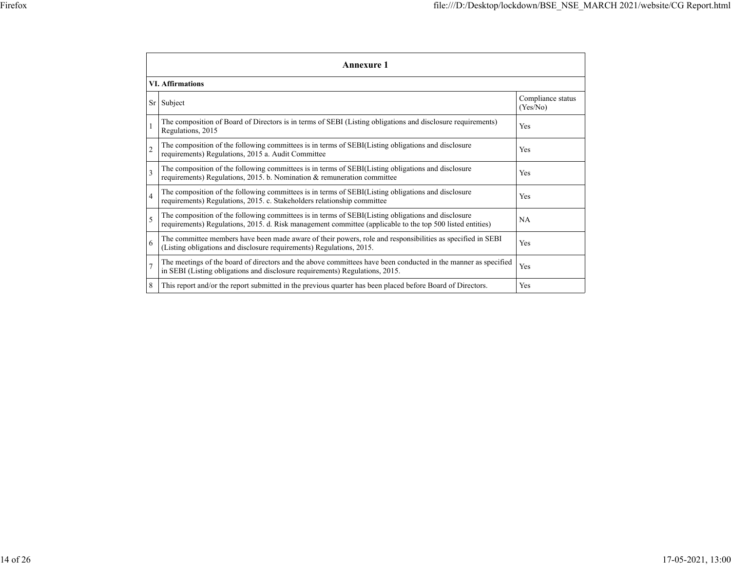| Annexure 1 | | |
|---|---|---|
| **VI. Affirmations** | | |
| Sr | Subject | Compliance status (Yes/No) |
| 1 | The composition of Board of Directors is in terms of SEBI (Listing obligations and disclosure requirements) Regulations, 2015 | Yes |
| 2 | The composition of the following committees is in terms of SEBI(Listing obligations and disclosure requirements) Regulations, 2015 a. Audit Committee | Yes |
| 3 | The composition of the following committees is in terms of SEBI(Listing obligations and disclosure requirements) Regulations, 2015. b. Nomination & remuneration committee | Yes |
| 4 | The composition of the following committees is in terms of SEBI(Listing obligations and disclosure requirements) Regulations, 2015. c. Stakeholders relationship committee | Yes |
| 5 | The composition of the following committees is in terms of SEBI(Listing obligations and disclosure requirements) Regulations, 2015. d. Risk management committee (applicable to the top 500 listed entities) | NA |
| 6 | The committee members have been made aware of their powers, role and responsibilities as specified in SEBI (Listing obligations and disclosure requirements) Regulations, 2015. | Yes |
| 7 | The meetings of the board of directors and the above committees have been conducted in the manner as specified in SEBI (Listing obligations and disclosure requirements) Regulations, 2015. | Yes |
| 8 | This report and/or the report submitted in the previous quarter has been placed before Board of Directors. | Yes |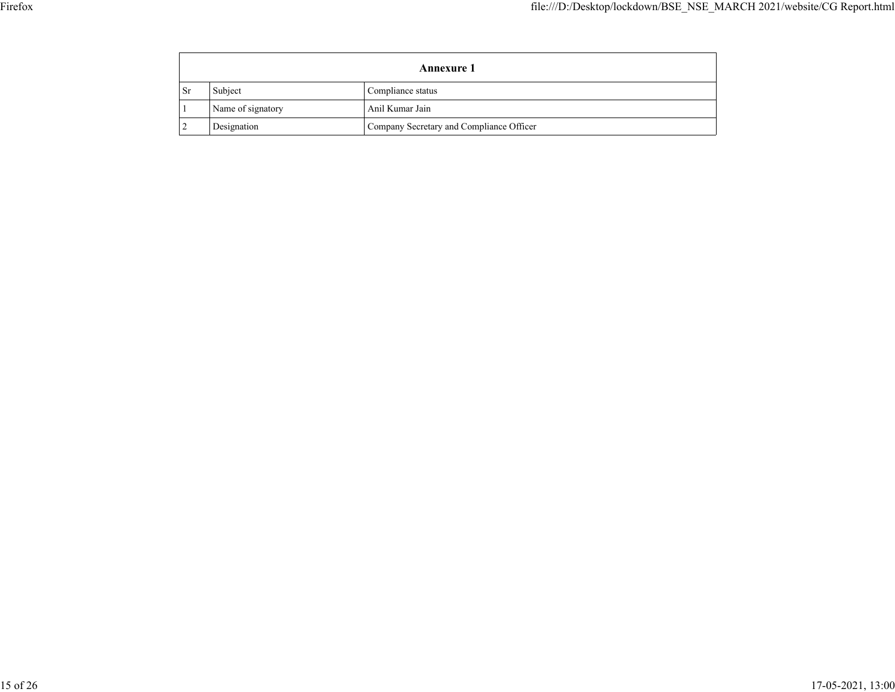| Annexure 1 | | |
|---|---|---|
| Sr | Subject | Compliance status |
| 1 | Name of signatory | Anil Kumar Jain |
| 2 | Designation | Company Secretary and Compliance Officer |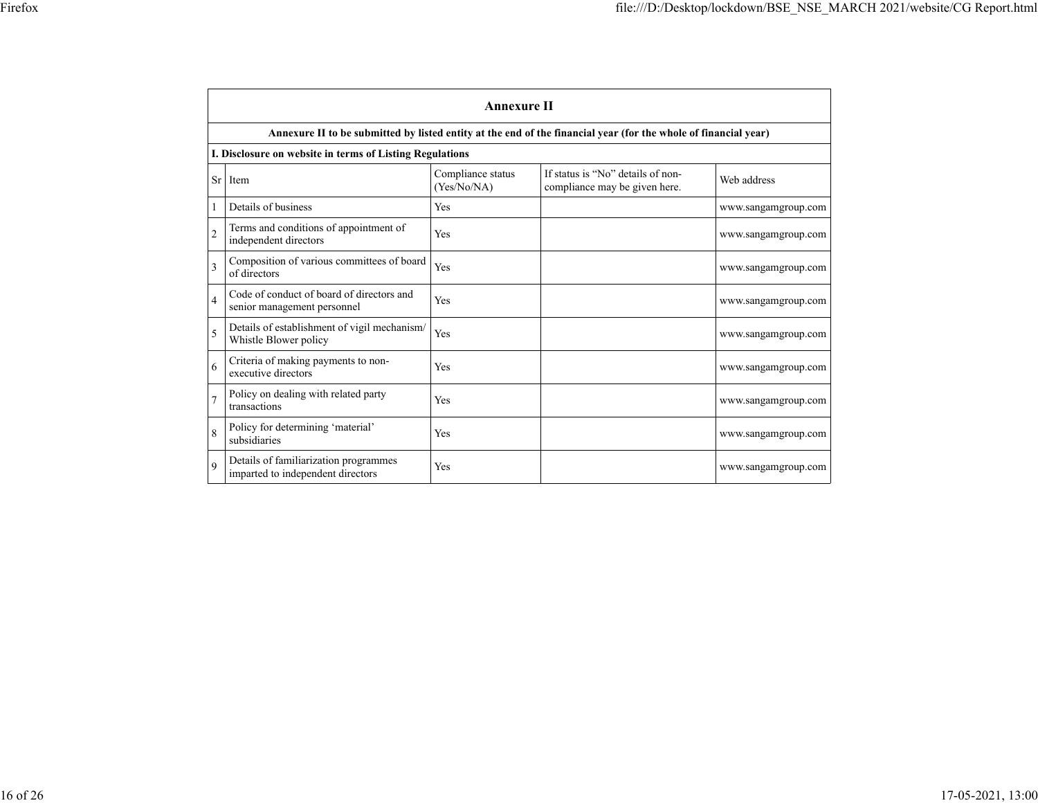## Annexure II

**Annexure II to be submitted by listed entity at the end of the financial year (for the whole of financial year)**

**I. Disclosure on website in terms of Listing Regulations**

| Sr | Item | Compliance status (Yes/No/NA) | If status is "No" details of non-compliance may be given here. | Web address |
|---|---|---|---|---|
| 1 | Details of business | Yes | | www.sangamgroup.com |
| 2 | Terms and conditions of appointment of independent directors | Yes | | www.sangamgroup.com |
| 3 | Composition of various committees of board of directors | Yes | | www.sangamgroup.com |
| 4 | Code of conduct of board of directors and senior management personnel | Yes | | www.sangamgroup.com |
| 5 | Details of establishment of vigil mechanism/ Whistle Blower policy | Yes | | www.sangamgroup.com |
| 6 | Criteria of making payments to non-executive directors | Yes | | www.sangamgroup.com |
| 7 | Policy on dealing with related party transactions | Yes | | www.sangamgroup.com |
| 8 | Policy for determining 'material' subsidiaries | Yes | | www.sangamgroup.com |
| 9 | Details of familiarization programmes imparted to independent directors | Yes | | www.sangamgroup.com |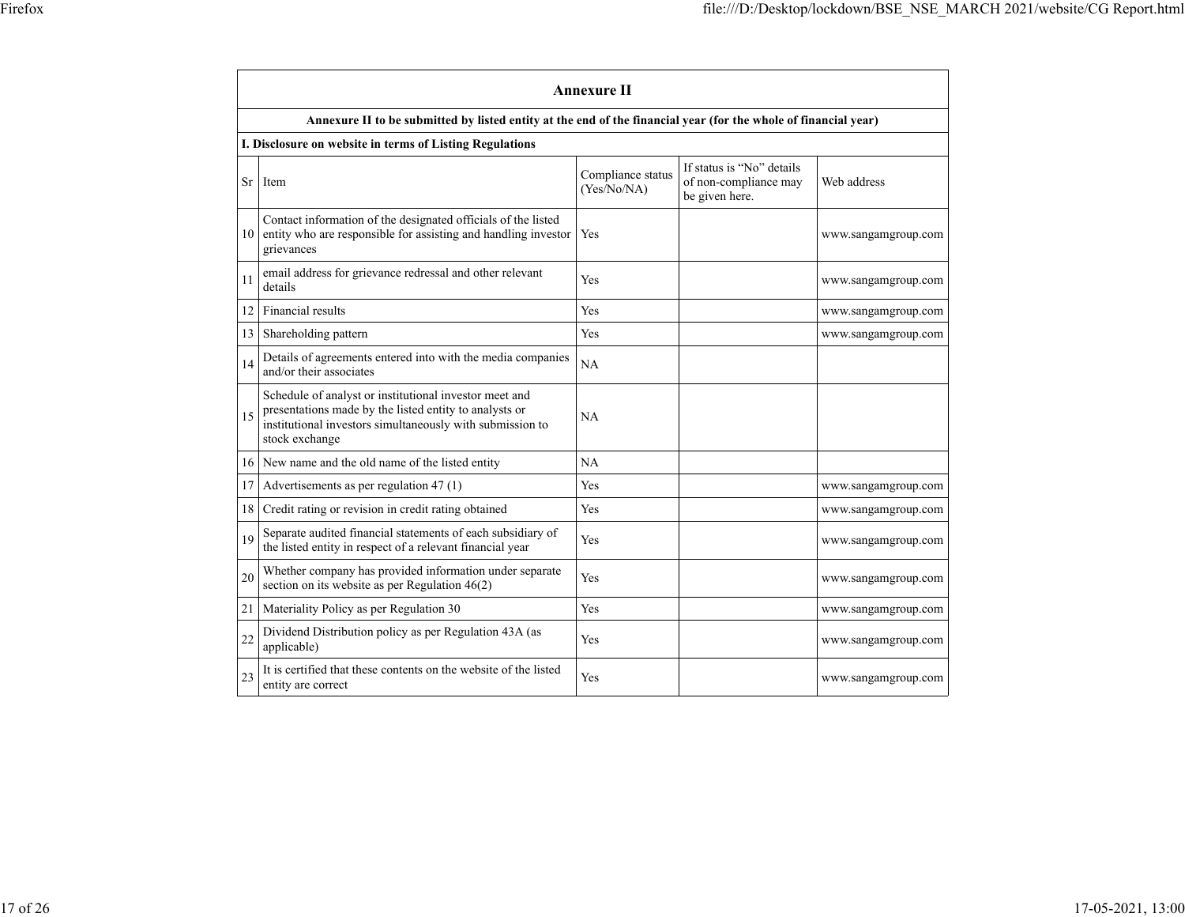| **Annexure II** | | | | |
|---|---|---|---|---|
| **Annexure II to be submitted by listed entity at the end of the financial year (for the whole of financial year)** | | | | |
| **I. Disclosure on website in terms of Listing Regulations** | | | | |
| Sr | Item | Compliance status (Yes/No/NA) | If status is "No" details of non-compliance may be given here. | Web address |
| 10 | Contact information of the designated officials of the listed entity who are responsible for assisting and handling investor grievances | Yes | | www.sangamgroup.com |
| 11 | email address for grievance redressal and other relevant details | Yes | | www.sangamgroup.com |
| 12 | Financial results | Yes | | www.sangamgroup.com |
| 13 | Shareholding pattern | Yes | | www.sangamgroup.com |
| 14 | Details of agreements entered into with the media companies and/or their associates | NA | | |
| 15 | Schedule of analyst or institutional investor meet and presentations made by the listed entity to analysts or institutional investors simultaneously with submission to stock exchange | NA | | |
| 16 | New name and the old name of the listed entity | NA | | |
| 17 | Advertisements as per regulation 47 (1) | Yes | | www.sangamgroup.com |
| 18 | Credit rating or revision in credit rating obtained | Yes | | www.sangamgroup.com |
| 19 | Separate audited financial statements of each subsidiary of the listed entity in respect of a relevant financial year | Yes | | www.sangamgroup.com |
| 20 | Whether company has provided information under separate section on its website as per Regulation 46(2) | Yes | | www.sangamgroup.com |
| 21 | Materiality Policy as per Regulation 30 | Yes | | www.sangamgroup.com |
| 22 | Dividend Distribution policy as per Regulation 43A (as applicable) | Yes | | www.sangamgroup.com |
| 23 | It is certified that these contents on the website of the listed entity are correct | Yes | | www.sangamgroup.com |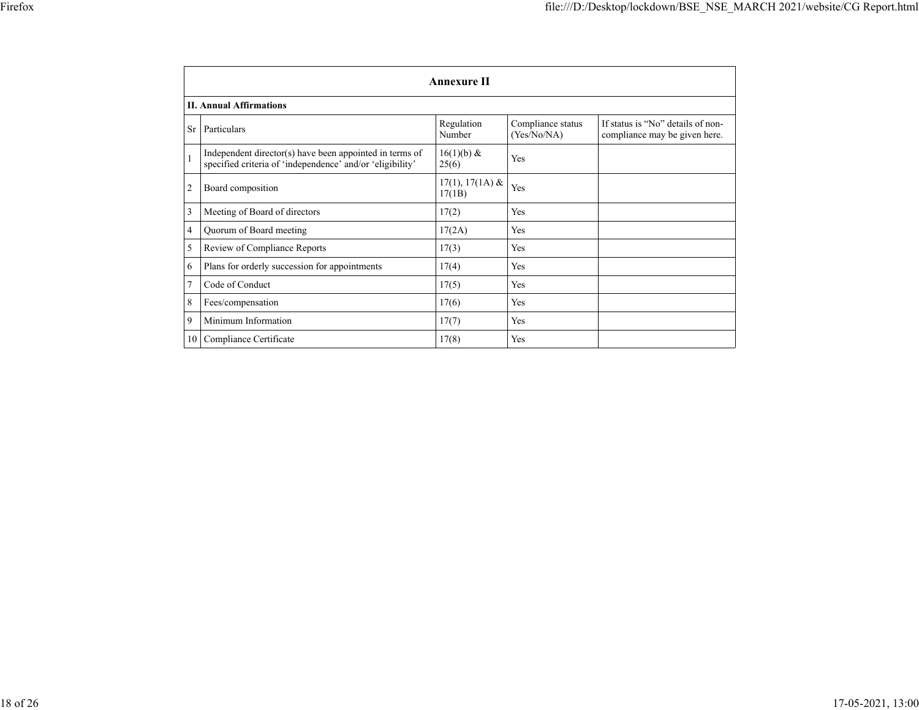| Annexure II | | | | |
|---|---|---|---|---|
| **II. Annual Affirmations** | | | | |
| Sr | Particulars | Regulation Number | Compliance status (Yes/No/NA) | If status is “No” details of non-compliance may be given here. |
| 1 | Independent director(s) have been appointed in terms of specified criteria of ‘independence’ and/or ‘eligibility’ | 16(1)(b) & 25(6) | Yes | |
| 2 | Board composition | 17(1), 17(1A) & 17(1B) | Yes | |
| 3 | Meeting of Board of directors | 17(2) | Yes | |
| 4 | Quorum of Board meeting | 17(2A) | Yes | |
| 5 | Review of Compliance Reports | 17(3) | Yes | |
| 6 | Plans for orderly succession for appointments | 17(4) | Yes | |
| 7 | Code of Conduct | 17(5) | Yes | |
| 8 | Fees/compensation | 17(6) | Yes | |
| 9 | Minimum Information | 17(7) | Yes | |
| 10 | Compliance Certificate | 17(8) | Yes | |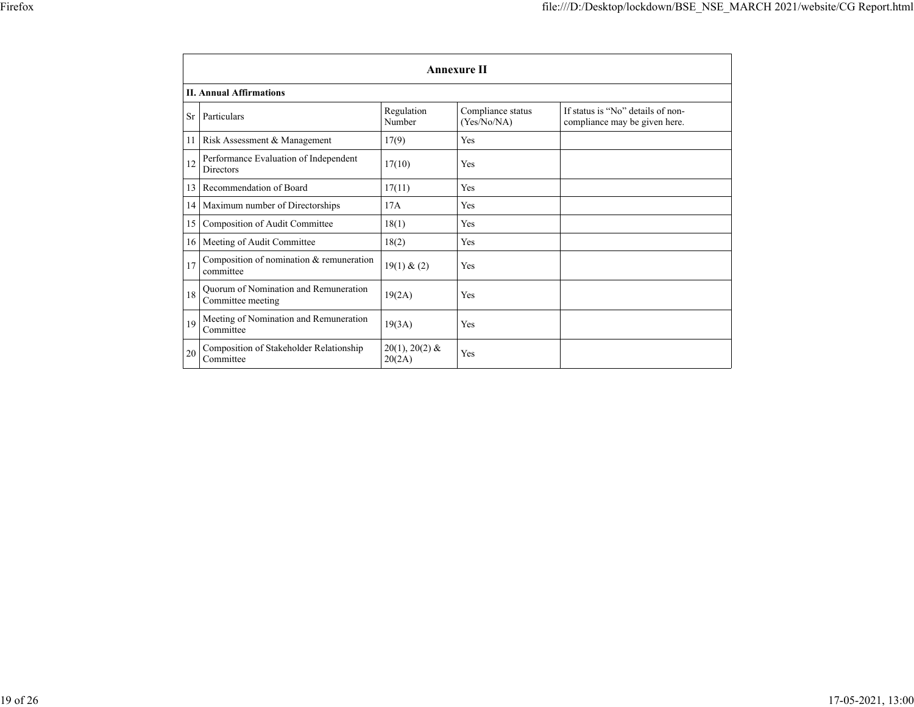## Annexure II

### II. Annual Affirmations

| Sr | Particulars | Regulation Number | Compliance status (Yes/No/NA) | If status is "No" details of non-compliance may be given here. |
|---|---|---|---|---|
| 11 | Risk Assessment & Management | 17(9) | Yes | |
| 12 | Performance Evaluation of Independent Directors | 17(10) | Yes | |
| 13 | Recommendation of Board | 17(11) | Yes | |
| 14 | Maximum number of Directorships | 17A | Yes | |
| 15 | Composition of Audit Committee | 18(1) | Yes | |
| 16 | Meeting of Audit Committee | 18(2) | Yes | |
| 17 | Composition of nomination & remuneration committee | 19(1) & (2) | Yes | |
| 18 | Quorum of Nomination and Remuneration Committee meeting | 19(2A) | Yes | |
| 19 | Meeting of Nomination and Remuneration Committee | 19(3A) | Yes | |
| 20 | Composition of Stakeholder Relationship Committee | 20(1), 20(2) & 20(2A) | Yes | |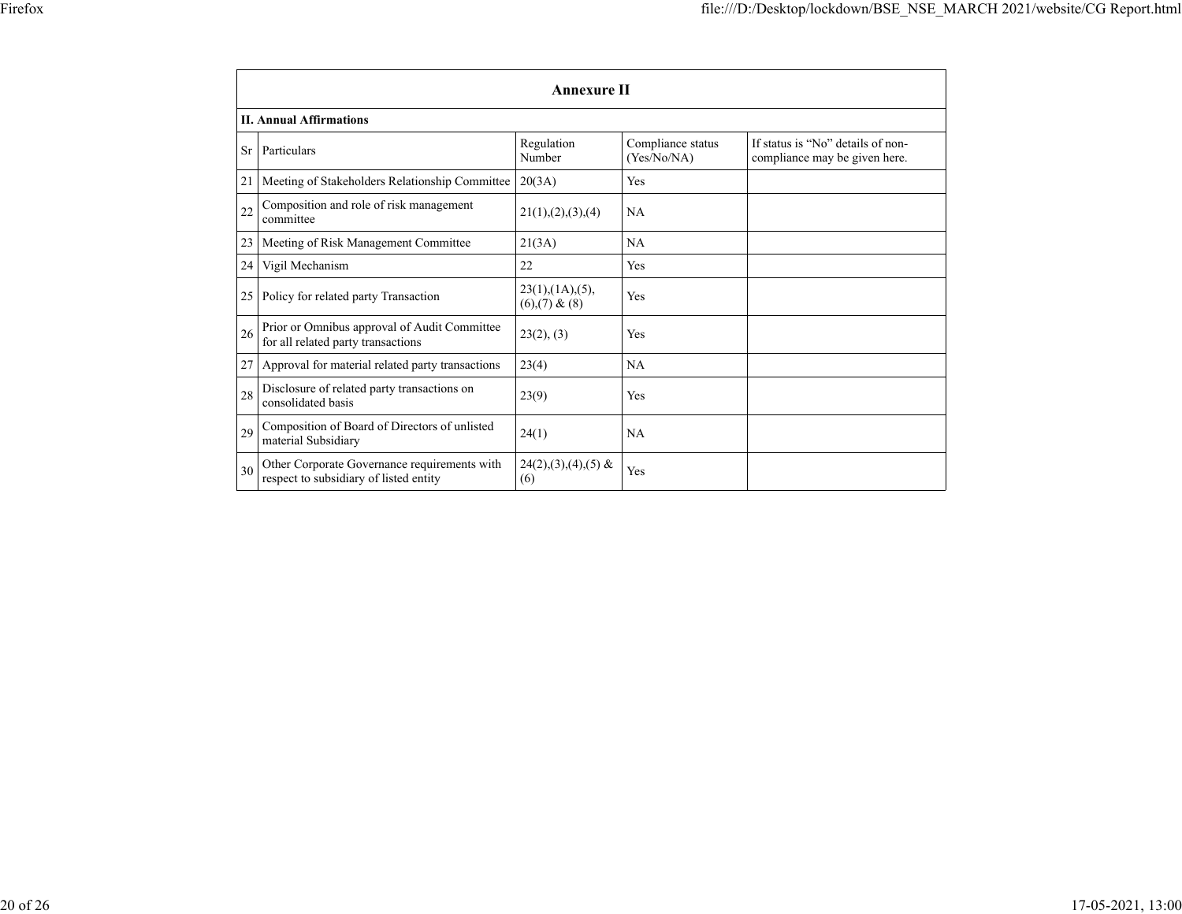## Annexure II

**II. Annual Affirmations**

| Sr | Particulars | Regulation Number | Compliance status (Yes/No/NA) | If status is "No" details of non-compliance may be given here. |
|---|---|---|---|---|
| 21 | Meeting of Stakeholders Relationship Committee | 20(3A) | Yes | |
| 22 | Composition and role of risk management committee | 21(1),(2),(3),(4) | NA | |
| 23 | Meeting of Risk Management Committee | 21(3A) | NA | |
| 24 | Vigil Mechanism | 22 | Yes | |
| 25 | Policy for related party Transaction | 23(1),(1A),(5),(6),(7) & (8) | Yes | |
| 26 | Prior or Omnibus approval of Audit Committee for all related party transactions | 23(2), (3) | Yes | |
| 27 | Approval for material related party transactions | 23(4) | NA | |
| 28 | Disclosure of related party transactions on consolidated basis | 23(9) | Yes | |
| 29 | Composition of Board of Directors of unlisted material Subsidiary | 24(1) | NA | |
| 30 | Other Corporate Governance requirements with respect to subsidiary of listed entity | 24(2),(3),(4),(5) & (6) | Yes | |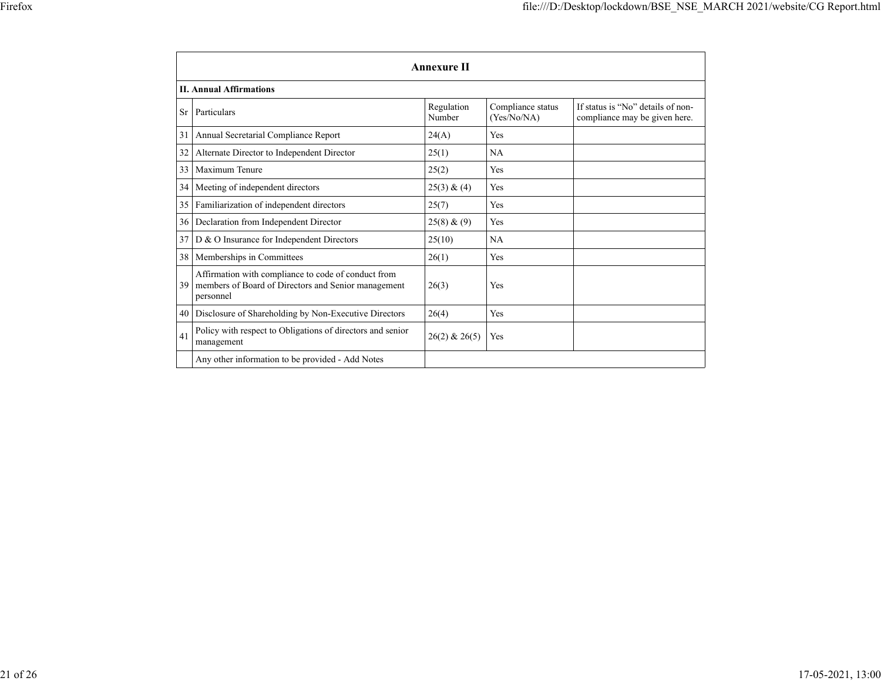## Annexure II

**II. Annual Affirmations**

| Sr | Particulars | Regulation Number | Compliance status (Yes/No/NA) | If status is "No" details of non-compliance may be given here. |
|---|---|---|---|---|
| 31 | Annual Secretarial Compliance Report | 24(A) | Yes | |
| 32 | Alternate Director to Independent Director | 25(1) | NA | |
| 33 | Maximum Tenure | 25(2) | Yes | |
| 34 | Meeting of independent directors | 25(3) & (4) | Yes | |
| 35 | Familiarization of independent directors | 25(7) | Yes | |
| 36 | Declaration from Independent Director | 25(8) & (9) | Yes | |
| 37 | D & O Insurance for Independent Directors | 25(10) | NA | |
| 38 | Memberships in Committees | 26(1) | Yes | |
| 39 | Affirmation with compliance to code of conduct from members of Board of Directors and Senior management personnel | 26(3) | Yes | |
| 40 | Disclosure of Shareholding by Non-Executive Directors | 26(4) | Yes | |
| 41 | Policy with respect to Obligations of directors and senior management | 26(2) & 26(5) | Yes | |
| | Any other information to be provided - Add Notes | | | |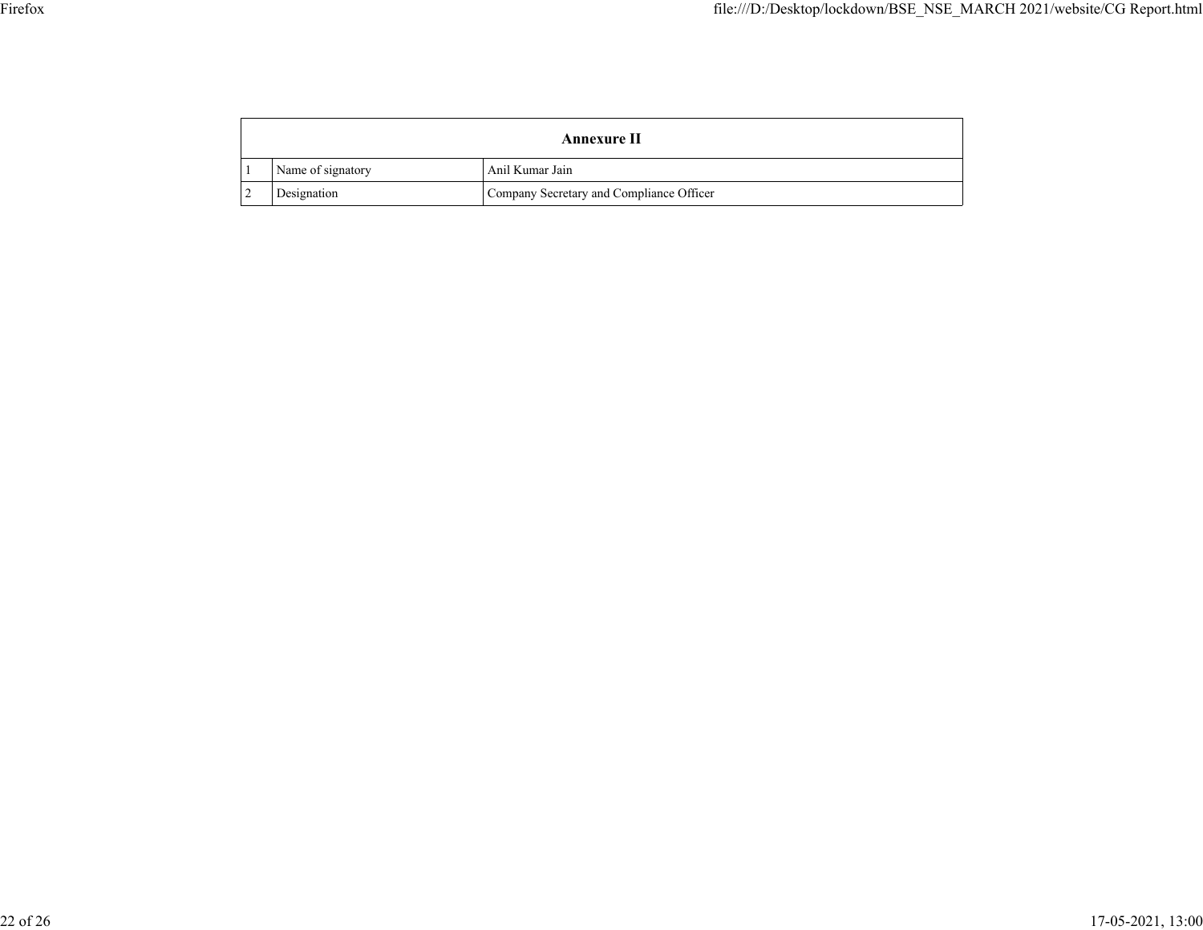| Annexure II | | |
|---|---|---|
| 1 | Name of signatory | Anil Kumar Jain |
| 2 | Designation | Company Secretary and Compliance Officer |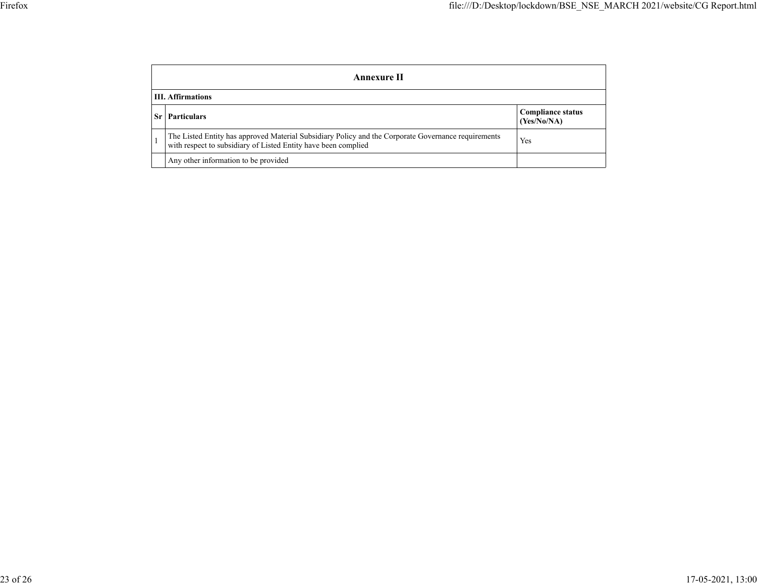## Annexure II

**III. Affirmations**

| Sr | Particulars | Compliance status (Yes/No/NA) |
|---|---|---|
| 1 | The Listed Entity has approved Material Subsidiary Policy and the Corporate Governance requirements with respect to subsidiary of Listed Entity have been complied | Yes |
| | Any other information to be provided | |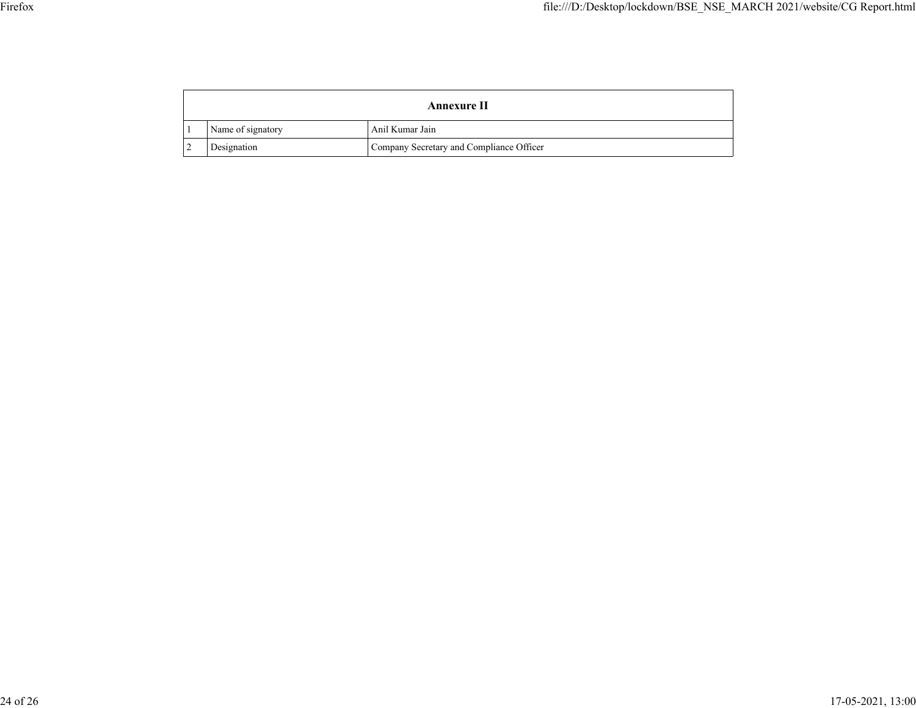| Annexure II | | |
|---|---|---|
| 1 | Name of signatory | Anil Kumar Jain |
| 2 | Designation | Company Secretary and Compliance Officer |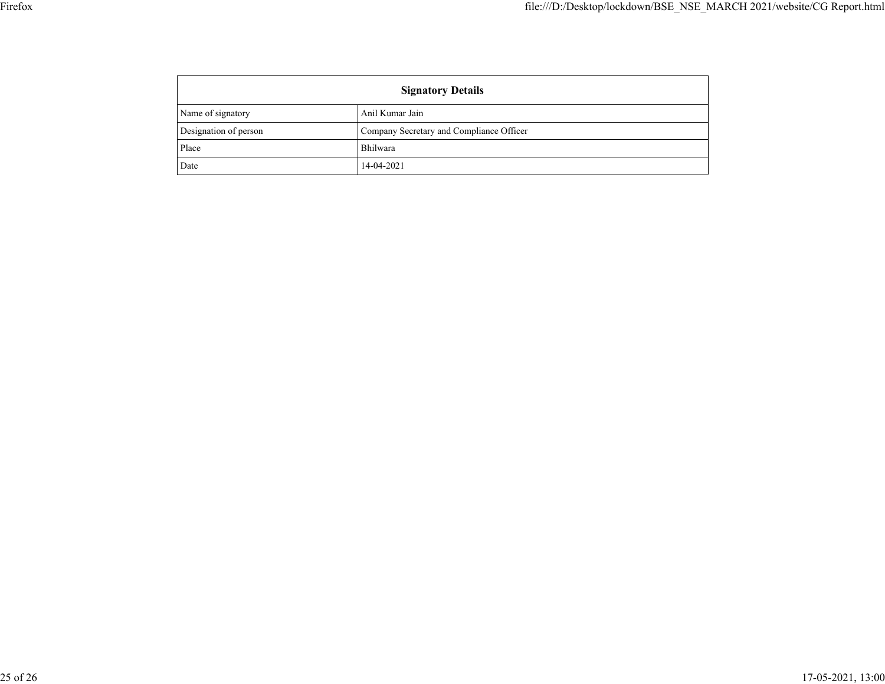| Signatory Details | |
| --- | --- |
| Name of signatory | Anil Kumar Jain |
| Designation of person | Company Secretary and Compliance Officer |
| Place | Bhilwara |
| Date | 14-04-2021 |